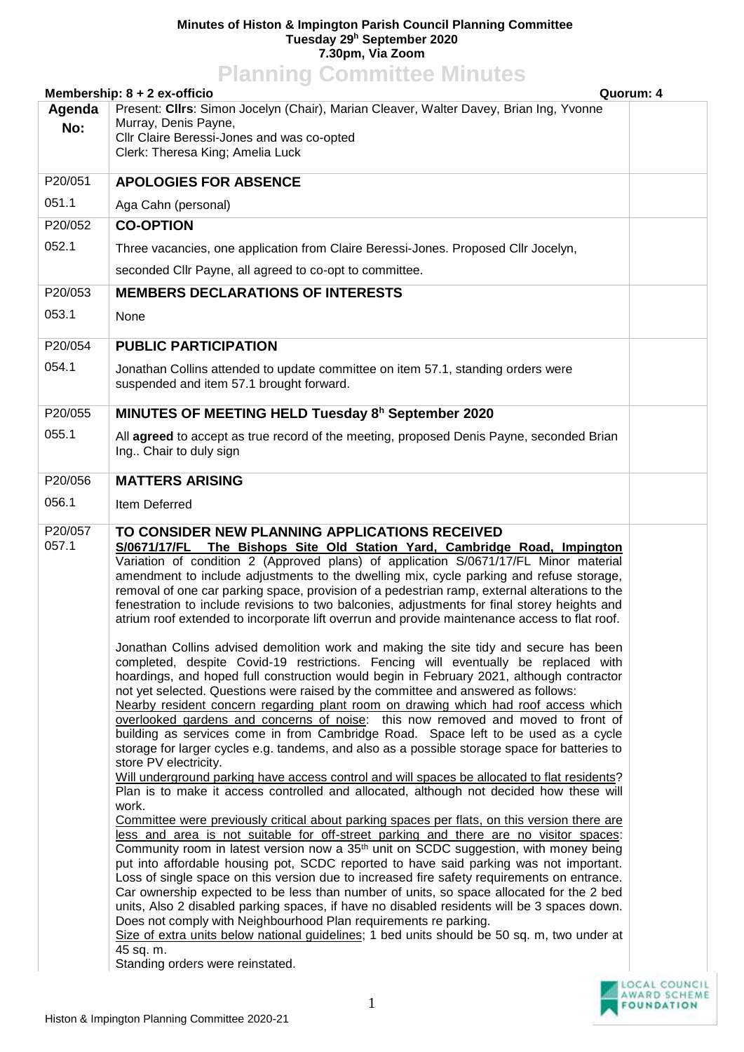**Minutes of Histon & Impington Parish Council Planning Committee**
**Tuesday 29h September 2020**
**7.30pm, Via Zoom**

# Planning Committee Minutes

**Membership: 8 + 2 ex-officio** **Quorum: 4**

| Agenda No: | Present: **Cllrs**: Simon Jocelyn (Chair), Marian Cleaver, Walter Davey, Brian Ing, Yvonne Murray, Denis Payne, Cllr Claire Beressi-Jones and was co-opted Clerk: Theresa King; Amelia Luck | |
|---|---|---|
| P20/051 | **APOLOGIES FOR ABSENCE** | |
| 051.1 | Aga Cahn (personal) | |
| P20/052 | **CO-OPTION** | |
| 052.1 | Three vacancies, one application from Claire Beressi-Jones. Proposed Cllr Jocelyn, seconded Cllr Payne, all agreed to co-opt to committee. | |
| P20/053 | **MEMBERS DECLARATIONS OF INTERESTS** | |
| 053.1 | None | |
| P20/054 | **PUBLIC PARTICIPATION** | |
| 054.1 | Jonathan Collins attended to update committee on item 57.1, standing orders were suspended and item 57.1 brought forward. | |
| P20/055 | **MINUTES OF MEETING HELD Tuesday 8h September 2020** | |
| 055.1 | All **agreed** to accept as true record of the meeting, proposed Denis Payne, seconded Brian Ing.. Chair to duly sign | |
| P20/056 | **MATTERS ARISING** | |
| 056.1 | Item Deferred | |
| P20/057<br>057.1 | **TO CONSIDER NEW PLANNING APPLICATIONS RECEIVED**<br>**S/0671/17/FL The Bishops Site Old Station Yard, Cambridge Road, Impington**<br>Variation of condition 2 (Approved plans) of application S/0671/17/FL Minor material amendment to include adjustments to the dwelling mix, cycle parking and refuse storage, removal of one car parking space, provision of a pedestrian ramp, external alterations to the fenestration to include revisions to two balconies, adjustments for final storey heights and atrium roof extended to incorporate lift overrun and provide maintenance access to flat roof.<br><br>Jonathan Collins advised demolition work and making the site tidy and secure has been completed, despite Covid-19 restrictions. Fencing will eventually be replaced with hoardings, and hoped full construction would begin in February 2021, although contractor not yet selected. Questions were raised by the committee and answered as follows:<br><u>Nearby resident concern regarding plant room on drawing which had roof access which overlooked gardens and concerns of noise</u>: this now removed and moved to front of building as services come in from Cambridge Road. Space left to be used as a cycle storage for larger cycles e.g. tandems, and also as a possible storage space for batteries to store PV electricity.<br><u>Will underground parking have access control and will spaces be allocated to flat residents</u>? Plan is to make it access controlled and allocated, although not decided how these will work.<br><u>Committee were previously critical about parking spaces per flats, on this version there are less and area is not suitable for off-street parking and there are no visitor spaces</u>: Community room in latest version now a 35th unit on SCDC suggestion, with money being put into affordable housing pot, SCDC reported to have said parking was not important. Loss of single space on this version due to increased fire safety requirements on entrance. Car ownership expected to be less than number of units, so space allocated for the 2 bed units, Also 2 disabled parking spaces, if have no disabled residents will be 3 spaces down. Does not comply with Neighbourhood Plan requirements re parking.<br><u>Size of extra units below national guidelines</u>; 1 bed units should be 50 sq. m, two under at 45 sq. m.<br>Standing orders were reinstated. | |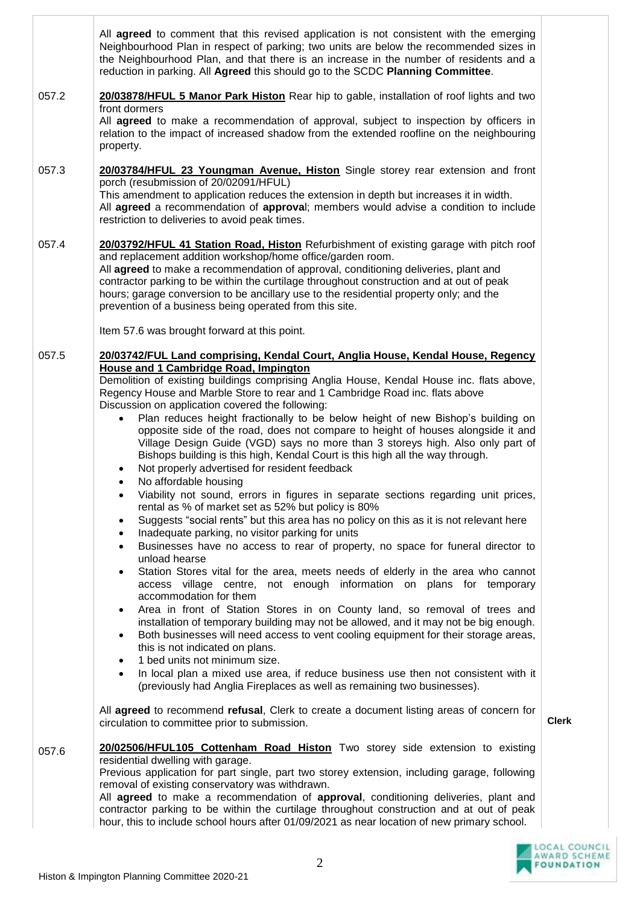All **agreed** to comment that this revised application is not consistent with the emerging Neighbourhood Plan in respect of parking; two units are below the recommended sizes in the Neighbourhood Plan, and that there is an increase in the number of residents and a reduction in parking. All **Agreed** this should go to the SCDC **Planning Committee**.

057.2 **20/03878/HFUL 5 Manor Park Histon** Rear hip to gable, installation of roof lights and two front dormers

All **agreed** to make a recommendation of approval, subject to inspection by officers in relation to the impact of increased shadow from the extended roofline on the neighbouring property.

057.3 **20/03784/HFUL 23 Youngman Avenue, Histon** Single storey rear extension and front porch (resubmission of 20/02091/HFUL)

This amendment to application reduces the extension in depth but increases it in width.

All **agreed** a recommendation of **approva**l; members would advise a condition to include restriction to deliveries to avoid peak times.

057.4 **20/03792/HFUL 41 Station Road, Histon** Refurbishment of existing garage with pitch roof and replacement addition workshop/home office/garden room.

All **agreed** to make a recommendation of approval, conditioning deliveries, plant and contractor parking to be within the curtilage throughout construction and at out of peak hours; garage conversion to be ancillary use to the residential property only; and the prevention of a business being operated from this site.

Item 57.6 was brought forward at this point.

057.5 **20/03742/FUL Land comprising, Kendal Court, Anglia House, Kendal House, Regency House and 1 Cambridge Road, Impington**

Demolition of existing buildings comprising Anglia House, Kendal House inc. flats above, Regency House and Marble Store to rear and 1 Cambridge Road inc. flats above

Discussion on application covered the following:

- Plan reduces height fractionally to be below height of new Bishop's building on opposite side of the road, does not compare to height of houses alongside it and Village Design Guide (VGD) says no more than 3 storeys high. Also only part of Bishops building is this high, Kendal Court is this high all the way through.
- Not properly advertised for resident feedback
- No affordable housing
- Viability not sound, errors in figures in separate sections regarding unit prices, rental as % of market set as 52% but policy is 80%
- Suggests "social rents" but this area has no policy on this as it is not relevant here
- Inadequate parking, no visitor parking for units
- Businesses have no access to rear of property, no space for funeral director to unload hearse
- Station Stores vital for the area, meets needs of elderly in the area who cannot access village centre, not enough information on plans for temporary accommodation for them
- Area in front of Station Stores in on County land, so removal of trees and installation of temporary building may not be allowed, and it may not be big enough.
- Both businesses will need access to vent cooling equipment for their storage areas, this is not indicated on plans.
- 1 bed units not minimum size.
- In local plan a mixed use area, if reduce business use then not consistent with it (previously had Anglia Fireplaces as well as remaining two businesses).

All **agreed** to recommend **refusal**, Clerk to create a document listing areas of concern for circulation to committee prior to submission. **Clerk**

057.6 **20/02506/HFUL105 Cottenham Road Histon** Two storey side extension to existing residential dwelling with garage.

Previous application for part single, part two storey extension, including garage, following removal of existing conservatory was withdrawn.

All **agreed** to make a recommendation of **approval**, conditioning deliveries, plant and contractor parking to be within the curtilage throughout construction and at out of peak hour, this to include school hours after 01/09/2021 as near location of new primary school.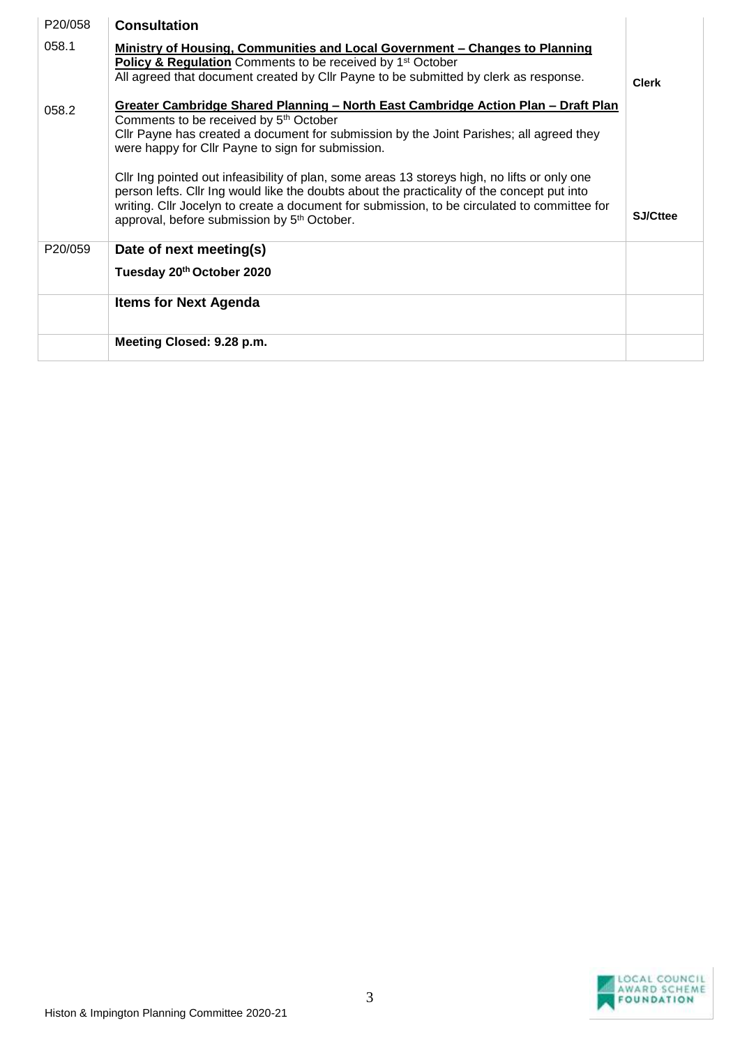| | | |
|---|---|---|
| P20/058 | **Consultation** | |
| 058.1 | **Ministry of Housing, Communities and Local Government – Changes to Planning Policy & Regulation** Comments to be received by 1st October<br>All agreed that document created by Cllr Payne to be submitted by clerk as response. | **Clerk** |
| 058.2 | **Greater Cambridge Shared Planning – North East Cambridge Action Plan – Draft Plan** Comments to be received by 5th October<br>Cllr Payne has created a document for submission by the Joint Parishes; all agreed they were happy for Cllr Payne to sign for submission.<br><br>Cllr Ing pointed out infeasibility of plan, some areas 13 storeys high, no lifts or only one person lefts. Cllr Ing would like the doubts about the practicality of the concept put into writing. Cllr Jocelyn to create a document for submission, to be circulated to committee for approval, before submission by 5th October. | **SJ/Cttee** |
| P20/059 | **Date of next meeting(s)**<br><br>**Tuesday 20th October 2020** | |
| | **Items for Next Agenda** | |
| | **Meeting Closed: 9.28 p.m.** | |